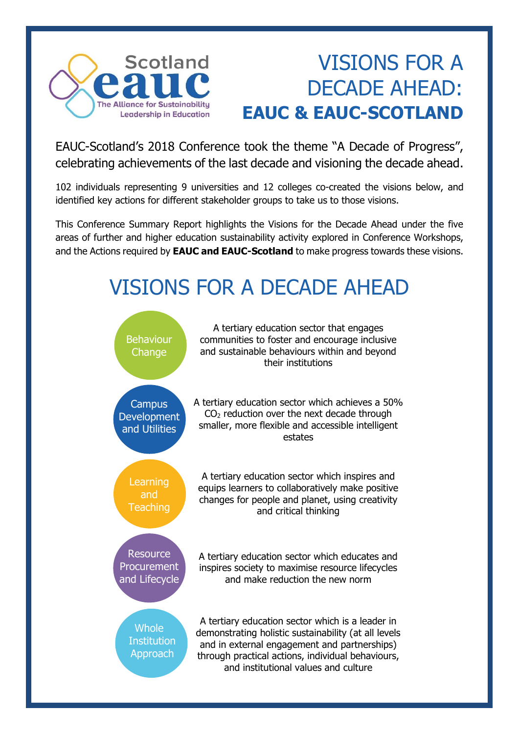Scotland
eauc
The Alliance for Sustainability Leadership in Education

# VISIONS FOR A DECADE AHEAD: **EAUC & EAUC-SCOTLAND**

EAUC-Scotland's 2018 Conference took the theme "A Decade of Progress", celebrating achievements of the last decade and visioning the decade ahead.

102 individuals representing 9 universities and 12 colleges co-created the visions below, and identified key actions for different stakeholder groups to take us to those visions.

This Conference Summary Report highlights the Visions for the Decade Ahead under the five areas of further and higher education sustainability activity explored in Conference Workshops, and the Actions required by **EAUC and EAUC-Scotland** to make progress towards these visions.

## VISIONS FOR A DECADE AHEAD

**Behaviour Change**

A tertiary education sector that engages communities to foster and encourage inclusive and sustainable behaviours within and beyond their institutions

**Campus Development and Utilities**

A tertiary education sector which achieves a 50% $CO_2$ reduction over the next decade through smaller, more flexible and accessible intelligent estates

**Learning and Teaching**

A tertiary education sector which inspires and equips learners to collaboratively make positive changes for people and planet, using creativity and critical thinking

**Resource Procurement and Lifecycle**

A tertiary education sector which educates and inspires society to maximise resource lifecycles and make reduction the new norm

**Whole Institution Approach**

A tertiary education sector which is a leader in demonstrating holistic sustainability (at all levels and in external engagement and partnerships) through practical actions, individual behaviours, and institutional values and culture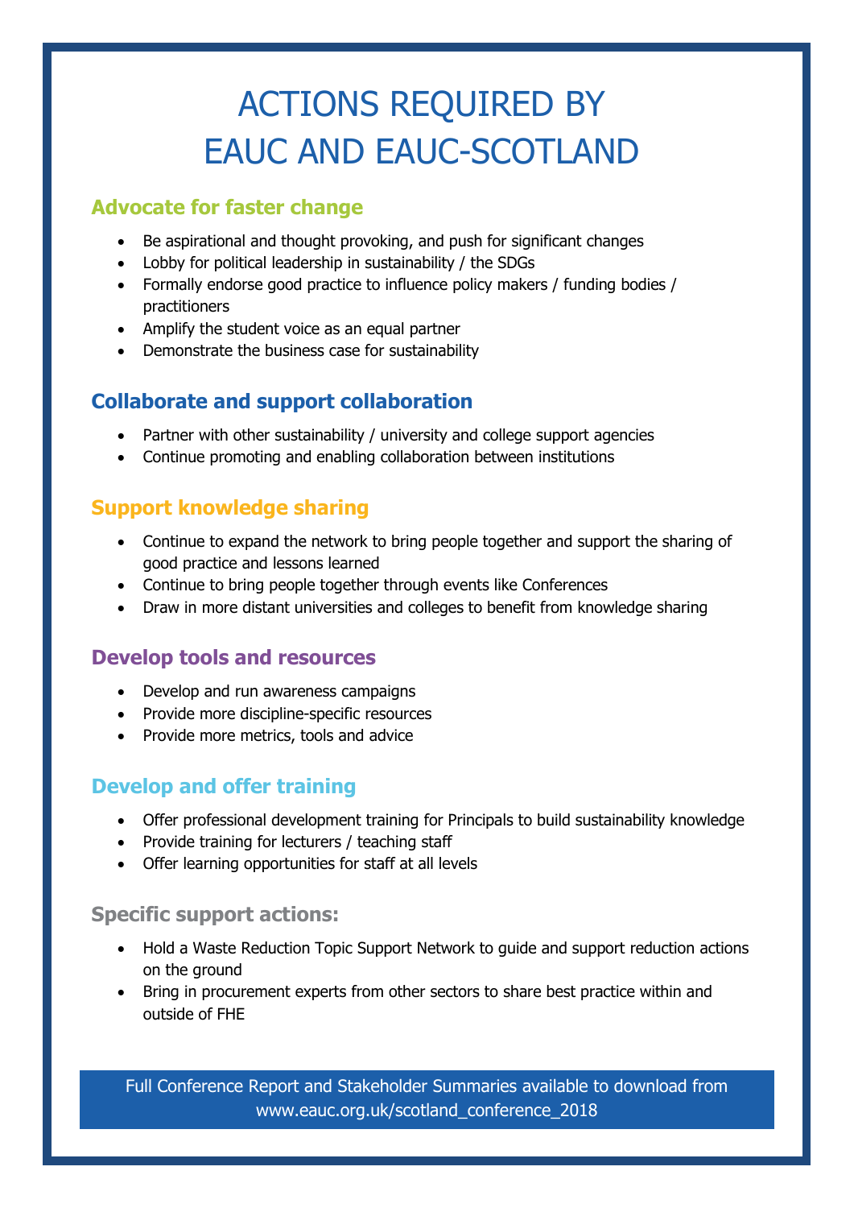# ACTIONS REQUIRED BY EAUC AND EAUC-SCOTLAND

## Advocate for faster change

- Be aspirational and thought provoking, and push for significant changes
- Lobby for political leadership in sustainability / the SDGs
- Formally endorse good practice to influence policy makers / funding bodies / practitioners
- Amplify the student voice as an equal partner
- Demonstrate the business case for sustainability

## Collaborate and support collaboration

- Partner with other sustainability / university and college support agencies
- Continue promoting and enabling collaboration between institutions

## Support knowledge sharing

- Continue to expand the network to bring people together and support the sharing of good practice and lessons learned
- Continue to bring people together through events like Conferences
- Draw in more distant universities and colleges to benefit from knowledge sharing

## Develop tools and resources

- Develop and run awareness campaigns
- Provide more discipline-specific resources
- Provide more metrics, tools and advice

## Develop and offer training

- Offer professional development training for Principals to build sustainability knowledge
- Provide training for lecturers / teaching staff
- Offer learning opportunities for staff at all levels

## Specific support actions:

- Hold a Waste Reduction Topic Support Network to guide and support reduction actions on the ground
- Bring in procurement experts from other sectors to share best practice within and outside of FHE

Full Conference Report and Stakeholder Summaries available to download from www.eauc.org.uk/scotland_conference_2018